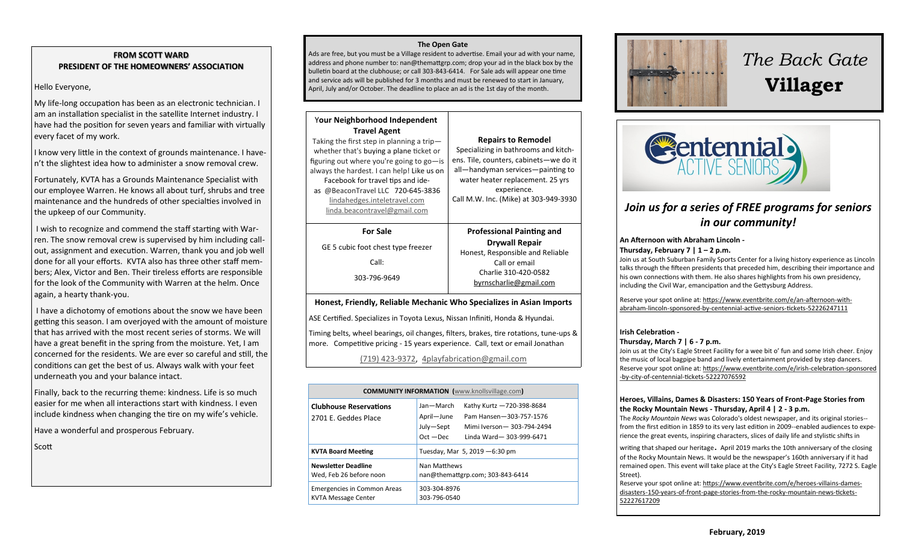## FROM SCOTT WARD
## PRESIDENT OF THE HOMEOWNERS' ASSOCIATION

Hello Everyone,

My life-long occupation has been as an electronic technician. I am an installation specialist in the satellite Internet industry. I have had the position for seven years and familiar with virtually every facet of my work.

I know very little in the context of grounds maintenance. I haven't the slightest idea how to administer a snow removal crew.

Fortunately, KVTA has a Grounds Maintenance Specialist with our employee Warren. He knows all about turf, shrubs and tree maintenance and the hundreds of other specialties involved in the upkeep of our Community.

I wish to recognize and commend the staff starting with Warren. The snow removal crew is supervised by him including call-out, assignment and execution. Warren, thank you and job well done for all your efforts. KVTA also has three other staff members; Alex, Victor and Ben. Their tireless efforts are responsible for the look of the Community with Warren at the helm. Once again, a hearty thank-you.

I have a dichotomy of emotions about the snow we have been getting this season. I am overjoyed with the amount of moisture that has arrived with the most recent series of storms. We will have a great benefit in the spring from the moisture. Yet, I am concerned for the residents. We are ever so careful and still, the conditions can get the best of us. Always walk with your feet underneath you and your balance intact.

Finally, back to the recurring theme: kindness. Life is so much easier for me when all interactions start with kindness. I even include kindness when changing the tire on my wife's vehicle.

Have a wonderful and prosperous February.

Scott

## The Open Gate

Ads are free, but you must be a Village resident to advertise. Email your ad with your name, address and phone number to: nan@themattgrp.com; drop your ad in the black box by the bulletin board at the clubhouse; or call 303-843-6414. For Sale ads will appear one time and service ads will be published for 3 months and must be renewed to start in January, April, July and/or October. The deadline to place an ad is the 1st day of the month.

**Your Neighborhood Independent Travel Agent**

Taking the first step in planning a trip—whether that's buying a plane ticket or figuring out where you're going to go—is always the hardest. I can help! Like us on Facebook for travel tips and ideas @BeaconTravel LLC 720-645-3836
lindahedges.inteletravel.com
linda.beacontravel@gmail.com

**Repairs to Remodel**

Specializing in bathrooms and kitchens. Tile, counters, cabinets—we do it all—handyman services—painting to water heater replacement. 25 yrs experience.
Call M.W. Inc. (Mike) at 303-949-3930

**For Sale**

GE 5 cubic foot chest type freezer

Call:

303-796-9649

**Professional Painting and Drywall Repair**

Honest, Responsible and Reliable
Call or email
Charlie 310-420-0582
byrnscharlie@gmail.com

**Honest, Friendly, Reliable Mechanic Who Specializes in Asian Imports**

ASE Certified. Specializes in Toyota Lexus, Nissan Infiniti, Honda & Hyundai.

Timing belts, wheel bearings, oil changes, filters, brakes, tire rotations, tune-ups & more. Competitive pricing - 15 years experience. Call, text or email Jonathan

(719) 423-9372, 4playfabrication@gmail.com

| COMMUNITY INFORMATION (www.knollsvillage.com) | |
|---|---|
| **Clubhouse Reservations**<br>2701 E. Geddes Place | Jan—March Kathy Kurtz —720-398-8684<br>April—June Pam Hansen—303-757-1576<br>July—Sept Mimi Iverson— 303-794-2494<br>Oct —Dec Linda Ward— 303-999-6471 |
| **KVTA Board Meeting** | Tuesday, Mar 5, 2019 —6:30 pm |
| **Newsletter Deadline**<br>Wed, Feb 26 before noon | Nan Matthews<br>nan@themattgrp.com; 303-843-6414 |
| Emergencies in Common Areas<br>KVTA Message Center | 303-304-8976<br>303-796-0540 |

# *The Back Gate* **Villager**

February, 2019

Centennial ACTIVE SENIORS

## *Join us for a series of FREE programs for seniors in our community!*

**An Afternoon with Abraham Lincoln -**
**Thursday, February 7 | 1 – 2 p.m.**

Join us at South Suburban Family Sports Center for a living history experience as Lincoln talks through the fifteen presidents that preceded him, describing their importance and his own connections with them. He also shares highlights from his own presidency, including the Civil War, emancipation and the Gettysburg Address.

Reserve your spot online at: https://www.eventbrite.com/e/an-afternoon-with-abraham-lincoln-sponsored-by-centennial-active-seniors-tickets-52226247111

**Irish Celebration -**
**Thursday, March 7 | 6 - 7 p.m.**

Join us at the City's Eagle Street Facility for a wee bit o' fun and some Irish cheer. Enjoy the music of local bagpipe band and lively entertainment provided by step dancers. Reserve your spot online at: https://www.eventbrite.com/e/irish-celebration-sponsored-by-city-of-centennial-tickets-52227076592

**Heroes, Villains, Dames & Disasters: 150 Years of Front-Page Stories from the Rocky Mountain News - Thursday, April 4 | 2 - 3 p.m.**

The *Rocky Mountain News* was Colorado's oldest newspaper, and its original stories--from the first edition in 1859 to its very last edition in 2009--enabled audiences to experience the great events, inspiring characters, slices of daily life and stylistic shifts in writing that shaped our heritage. April 2019 marks the 10th anniversary of the closing of the Rocky Mountain News. It would be the newspaper's 160th anniversary if it had remained open. This event will take place at the City's Eagle Street Facility, 7272 S. Eagle Street).

Reserve your spot online at: https://www.eventbrite.com/e/heroes-villains-dames-disasters-150-years-of-front-page-stories-from-the-rocky-mountain-news-tickets-52227617209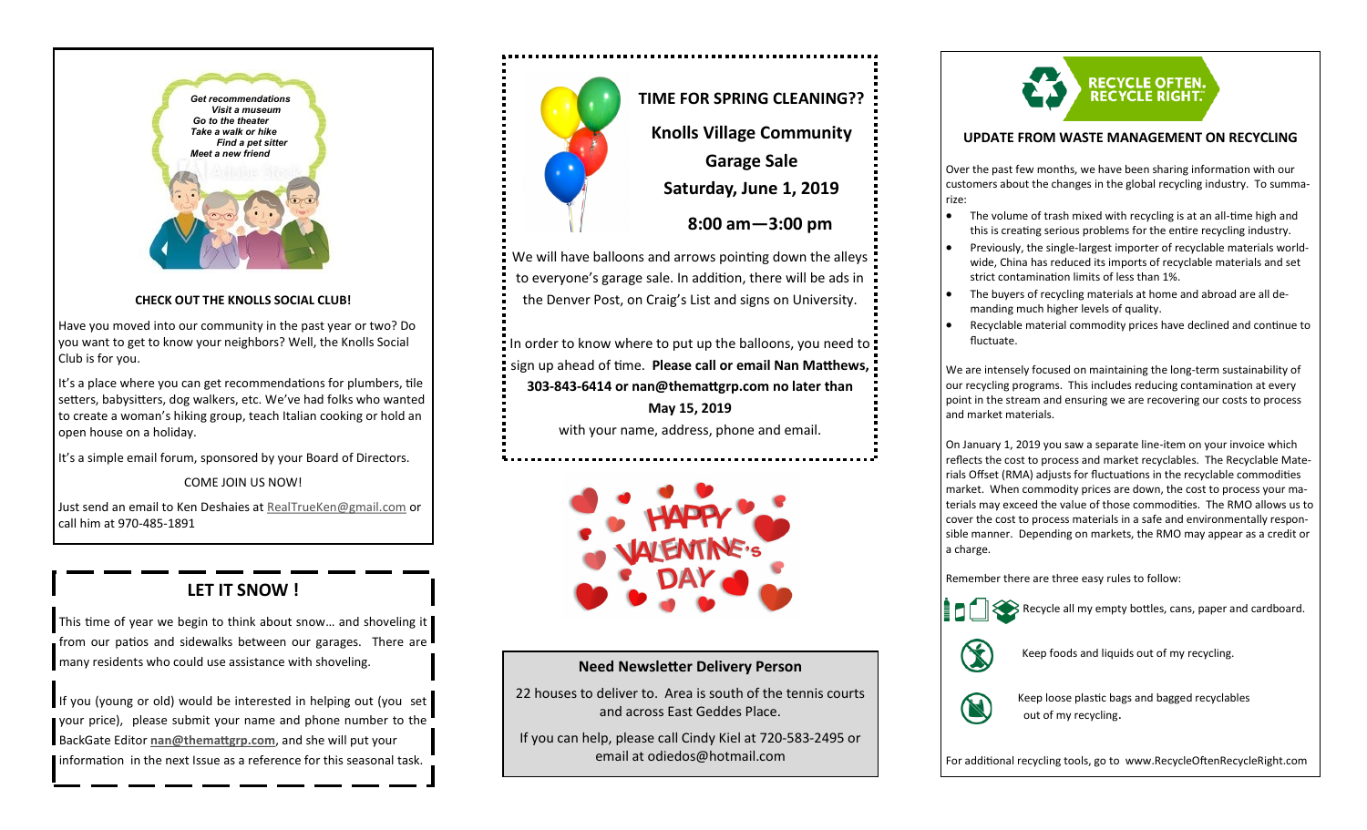Get recommendations
Visit a museum
Go to the theater
Take a walk or hike
Find a pet sitter
Meet a new friend

**CHECK OUT THE KNOLLS SOCIAL CLUB!**

Have you moved into our community in the past year or two? Do you want to get to know your neighbors? Well, the Knolls Social Club is for you.

It's a place where you can get recommendations for plumbers, tile setters, babysitters, dog walkers, etc. We've had folks who wanted to create a woman's hiking group, teach Italian cooking or hold an open house on a holiday.

It's a simple email forum, sponsored by your Board of Directors.

COME JOIN US NOW!

Just send an email to Ken Deshaies at RealTrueKen@gmail.com or call him at 970-485-1891

## LET IT SNOW !

This time of year we begin to think about snow… and shoveling it from our patios and sidewalks between our garages. There are many residents who could use assistance with shoveling.

If you (young or old) would be interested in helping out (you set your price), please submit your name and phone number to the BackGate Editor **nan@themattgrp.com**, and she will put your information in the next Issue as a reference for this seasonal task.

## TIME FOR SPRING CLEANING??

**Knolls Village Community Garage Sale**

**Saturday, June 1, 2019**

**8:00 am—3:00 pm**

We will have balloons and arrows pointing down the alleys to everyone's garage sale. In addition, there will be ads in the Denver Post, on Craig's List and signs on University.

In order to know where to put up the balloons, you need to sign up ahead of time. **Please call or email Nan Matthews, 303-843-6414 or nan@themattgrp.com no later than May 15, 2019** with your name, address, phone and email.

HAPPY VALENTINE's DAY

## Need Newsletter Delivery Person

22 houses to deliver to. Area is south of the tennis courts and across East Geddes Place.

If you can help, please call Cindy Kiel at 720-583-2495 or email at odiedos@hotmail.com

RECYCLE OFTEN. RECYCLE RIGHT.

## UPDATE FROM WASTE MANAGEMENT ON RECYCLING

Over the past few months, we have been sharing information with our customers about the changes in the global recycling industry. To summarize:

- The volume of trash mixed with recycling is at an all-time high and this is creating serious problems for the entire recycling industry.
- Previously, the single-largest importer of recyclable materials worldwide, China has reduced its imports of recyclable materials and set strict contamination limits of less than 1%.
- The buyers of recycling materials at home and abroad are all demanding much higher levels of quality.
- Recyclable material commodity prices have declined and continue to fluctuate.

We are intensely focused on maintaining the long-term sustainability of our recycling programs. This includes reducing contamination at every point in the stream and ensuring we are recovering our costs to process and market materials.

On January 1, 2019 you saw a separate line-item on your invoice which reflects the cost to process and market recyclables. The Recyclable Materials Offset (RMA) adjusts for fluctuations in the recyclable commodities market. When commodity prices are down, the cost to process your materials may exceed the value of those commodities. The RMO allows us to cover the cost to process materials in a safe and environmentally responsible manner. Depending on markets, the RMO may appear as a credit or a charge.

Remember there are three easy rules to follow:

Recycle all my empty bottles, cans, paper and cardboard.

Keep foods and liquids out of my recycling.

Keep loose plastic bags and bagged recyclables out of my recycling.

For additional recycling tools, go to www.RecycleOftenRecycleRight.com